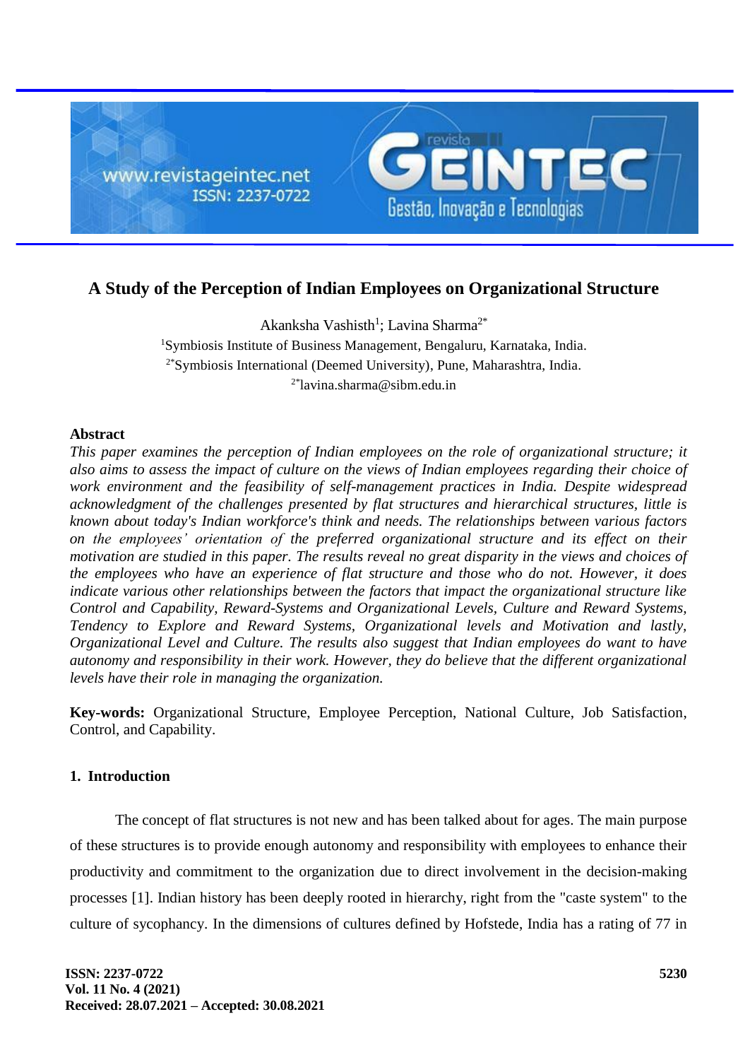# A Study of the Perception of Indian Employees on Organizational Structure

Akanksha Vashisth[1]; Lavina Sharma[2*]

[1]Symbiosis Institute of Business Management, Bengaluru, Karnataka, India.
[2*]Symbiosis International (Deemed University), Pune, Maharashtra, India.
[2*]lavina.sharma@sibm.edu.in

## Abstract

*This paper examines the perception of Indian employees on the role of organizational structure; it also aims to assess the impact of culture on the views of Indian employees regarding their choice of work environment and the feasibility of self-management practices in India. Despite widespread acknowledgment of the challenges presented by flat structures and hierarchical structures, little is known about today's Indian workforce's think and needs. The relationships between various factors on the employees' orientation of the preferred organizational structure and its effect on their motivation are studied in this paper. The results reveal no great disparity in the views and choices of the employees who have an experience of flat structure and those who do not. However, it does indicate various other relationships between the factors that impact the organizational structure like Control and Capability, Reward-Systems and Organizational Levels, Culture and Reward Systems, Tendency to Explore and Reward Systems, Organizational levels and Motivation and lastly, Organizational Level and Culture. The results also suggest that Indian employees do want to have autonomy and responsibility in their work. However, they do believe that the different organizational levels have their role in managing the organization.*

**Key-words:** Organizational Structure, Employee Perception, National Culture, Job Satisfaction, Control, and Capability.

## 1. Introduction

The concept of flat structures is not new and has been talked about for ages. The main purpose of these structures is to provide enough autonomy and responsibility with employees to enhance their productivity and commitment to the organization due to direct involvement in the decision-making processes [1]. Indian history has been deeply rooted in hierarchy, right from the "caste system" to the culture of sycophancy. In the dimensions of cultures defined by Hofstede, India has a rating of 77 in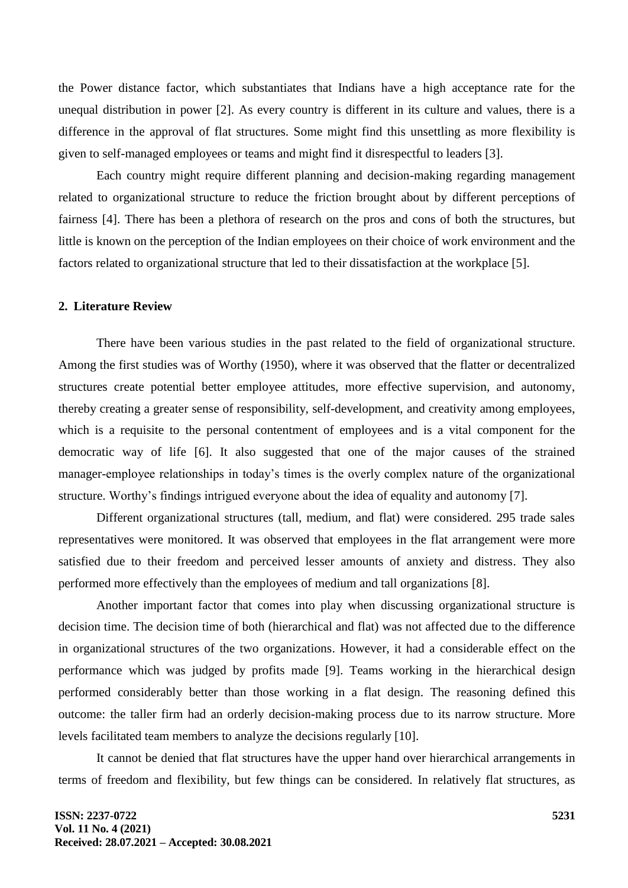the Power distance factor, which substantiates that Indians have a high acceptance rate for the unequal distribution in power [2]. As every country is different in its culture and values, there is a difference in the approval of flat structures. Some might find this unsettling as more flexibility is given to self-managed employees or teams and might find it disrespectful to leaders [3].

Each country might require different planning and decision-making regarding management related to organizational structure to reduce the friction brought about by different perceptions of fairness [4]. There has been a plethora of research on the pros and cons of both the structures, but little is known on the perception of the Indian employees on their choice of work environment and the factors related to organizational structure that led to their dissatisfaction at the workplace [5].

## 2. Literature Review

There have been various studies in the past related to the field of organizational structure. Among the first studies was of Worthy (1950), where it was observed that the flatter or decentralized structures create potential better employee attitudes, more effective supervision, and autonomy, thereby creating a greater sense of responsibility, self-development, and creativity among employees, which is a requisite to the personal contentment of employees and is a vital component for the democratic way of life [6]. It also suggested that one of the major causes of the strained manager-employee relationships in today's times is the overly complex nature of the organizational structure. Worthy's findings intrigued everyone about the idea of equality and autonomy [7].

Different organizational structures (tall, medium, and flat) were considered. 295 trade sales representatives were monitored. It was observed that employees in the flat arrangement were more satisfied due to their freedom and perceived lesser amounts of anxiety and distress. They also performed more effectively than the employees of medium and tall organizations [8].

Another important factor that comes into play when discussing organizational structure is decision time. The decision time of both (hierarchical and flat) was not affected due to the difference in organizational structures of the two organizations. However, it had a considerable effect on the performance which was judged by profits made [9]. Teams working in the hierarchical design performed considerably better than those working in a flat design. The reasoning defined this outcome: the taller firm had an orderly decision-making process due to its narrow structure. More levels facilitated team members to analyze the decisions regularly [10].

It cannot be denied that flat structures have the upper hand over hierarchical arrangements in terms of freedom and flexibility, but few things can be considered. In relatively flat structures, as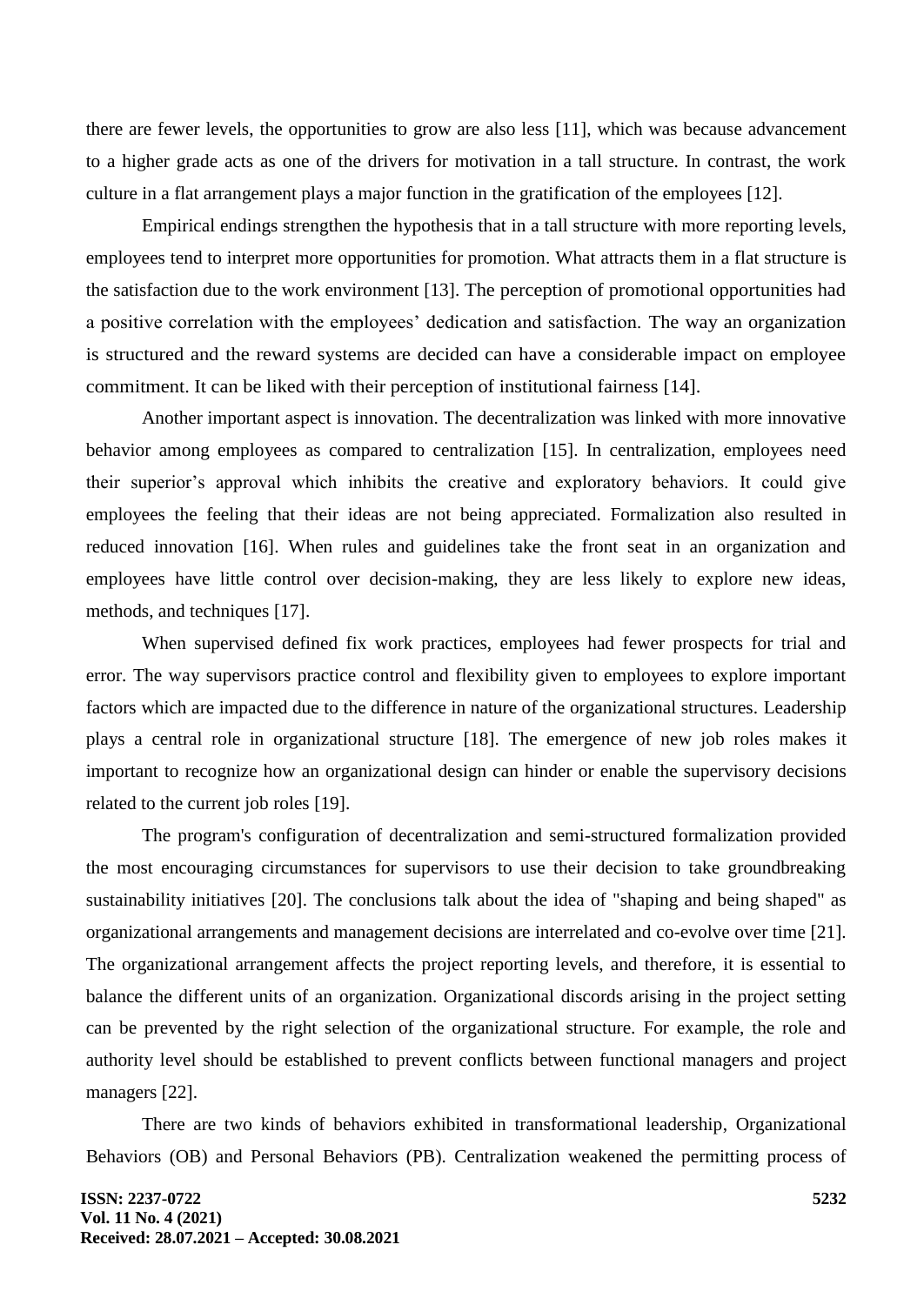there are fewer levels, the opportunities to grow are also less [11], which was because advancement to a higher grade acts as one of the drivers for motivation in a tall structure. In contrast, the work culture in a flat arrangement plays a major function in the gratification of the employees [12].

Empirical endings strengthen the hypothesis that in a tall structure with more reporting levels, employees tend to interpret more opportunities for promotion. What attracts them in a flat structure is the satisfaction due to the work environment [13]. The perception of promotional opportunities had a positive correlation with the employees' dedication and satisfaction. The way an organization is structured and the reward systems are decided can have a considerable impact on employee commitment. It can be liked with their perception of institutional fairness [14].

Another important aspect is innovation. The decentralization was linked with more innovative behavior among employees as compared to centralization [15]. In centralization, employees need their superior's approval which inhibits the creative and exploratory behaviors. It could give employees the feeling that their ideas are not being appreciated. Formalization also resulted in reduced innovation [16]. When rules and guidelines take the front seat in an organization and employees have little control over decision-making, they are less likely to explore new ideas, methods, and techniques [17].

When supervised defined fix work practices, employees had fewer prospects for trial and error. The way supervisors practice control and flexibility given to employees to explore important factors which are impacted due to the difference in nature of the organizational structures. Leadership plays a central role in organizational structure [18]. The emergence of new job roles makes it important to recognize how an organizational design can hinder or enable the supervisory decisions related to the current job roles [19].

The program's configuration of decentralization and semi-structured formalization provided the most encouraging circumstances for supervisors to use their decision to take groundbreaking sustainability initiatives [20]. The conclusions talk about the idea of "shaping and being shaped" as organizational arrangements and management decisions are interrelated and co-evolve over time [21]. The organizational arrangement affects the project reporting levels, and therefore, it is essential to balance the different units of an organization. Organizational discords arising in the project setting can be prevented by the right selection of the organizational structure. For example, the role and authority level should be established to prevent conflicts between functional managers and project managers [22].

There are two kinds of behaviors exhibited in transformational leadership, Organizational Behaviors (OB) and Personal Behaviors (PB). Centralization weakened the permitting process of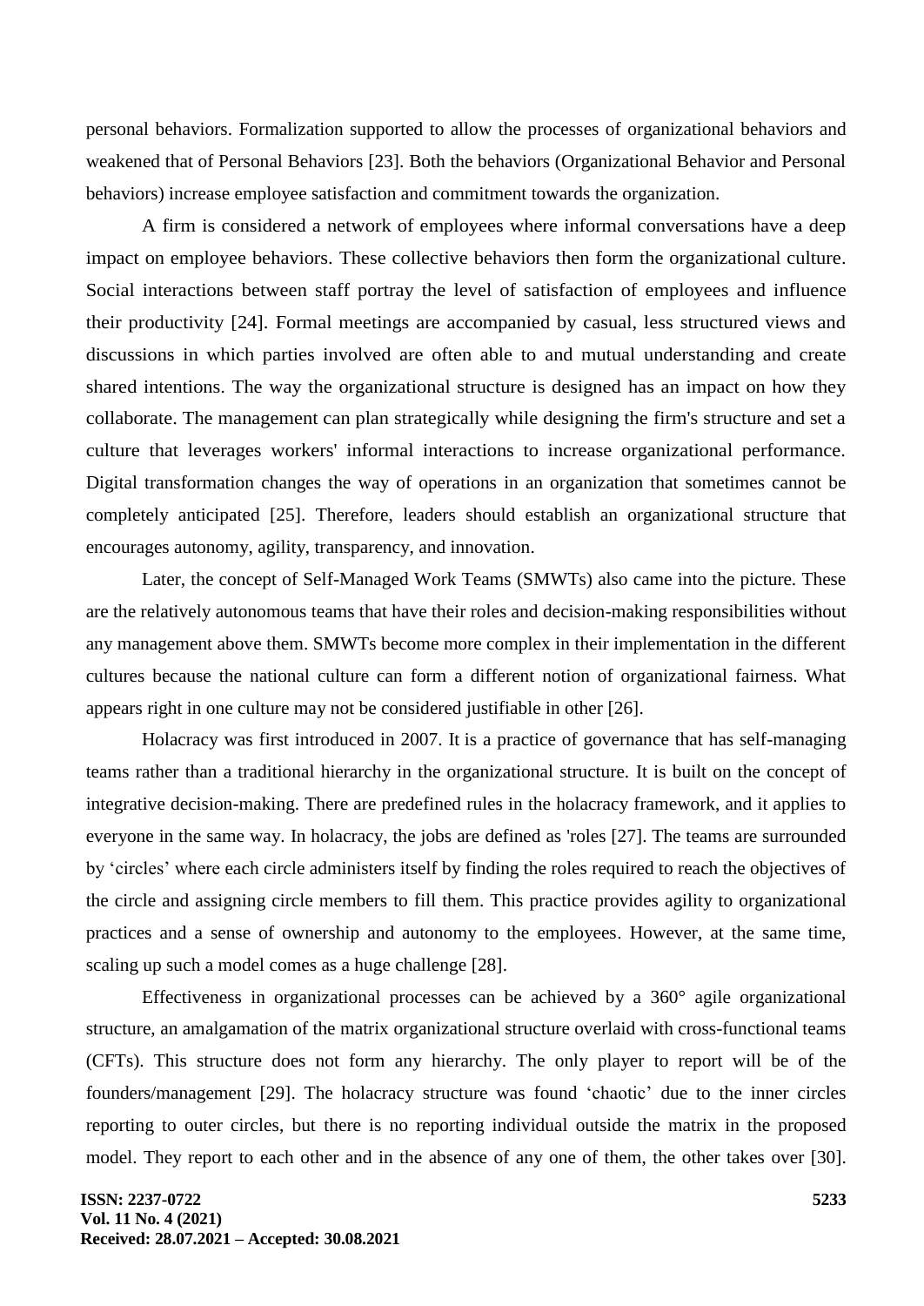personal behaviors. Formalization supported to allow the processes of organizational behaviors and weakened that of Personal Behaviors [23]. Both the behaviors (Organizational Behavior and Personal behaviors) increase employee satisfaction and commitment towards the organization.

A firm is considered a network of employees where informal conversations have a deep impact on employee behaviors. These collective behaviors then form the organizational culture. Social interactions between staff portray the level of satisfaction of employees and influence their productivity [24]. Formal meetings are accompanied by casual, less structured views and discussions in which parties involved are often able to and mutual understanding and create shared intentions. The way the organizational structure is designed has an impact on how they collaborate. The management can plan strategically while designing the firm's structure and set a culture that leverages workers' informal interactions to increase organizational performance. Digital transformation changes the way of operations in an organization that sometimes cannot be completely anticipated [25]. Therefore, leaders should establish an organizational structure that encourages autonomy, agility, transparency, and innovation.

Later, the concept of Self-Managed Work Teams (SMWTs) also came into the picture. These are the relatively autonomous teams that have their roles and decision-making responsibilities without any management above them. SMWTs become more complex in their implementation in the different cultures because the national culture can form a different notion of organizational fairness. What appears right in one culture may not be considered justifiable in other [26].

Holacracy was first introduced in 2007. It is a practice of governance that has self-managing teams rather than a traditional hierarchy in the organizational structure. It is built on the concept of integrative decision-making. There are predefined rules in the holacracy framework, and it applies to everyone in the same way. In holacracy, the jobs are defined as 'roles [27]. The teams are surrounded by 'circles' where each circle administers itself by finding the roles required to reach the objectives of the circle and assigning circle members to fill them. This practice provides agility to organizational practices and a sense of ownership and autonomy to the employees. However, at the same time, scaling up such a model comes as a huge challenge [28].

Effectiveness in organizational processes can be achieved by a 360° agile organizational structure, an amalgamation of the matrix organizational structure overlaid with cross-functional teams (CFTs). This structure does not form any hierarchy. The only player to report will be of the founders/management [29]. The holacracy structure was found 'chaotic' due to the inner circles reporting to outer circles, but there is no reporting individual outside the matrix in the proposed model. They report to each other and in the absence of any one of them, the other takes over [30].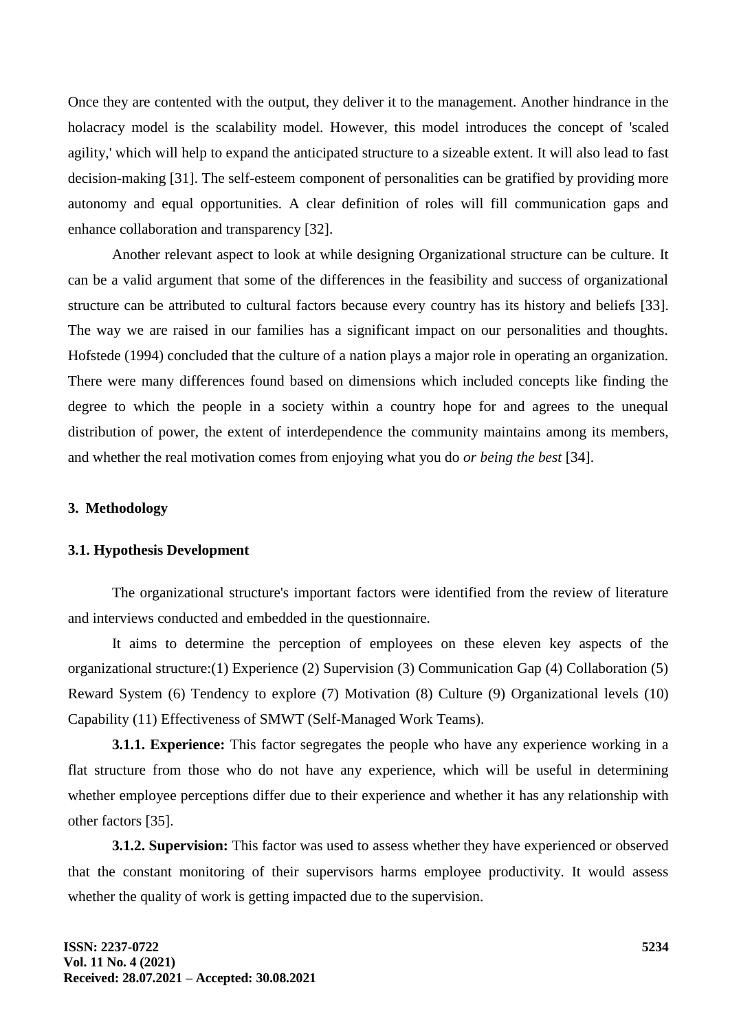Once they are contented with the output, they deliver it to the management. Another hindrance in the holacracy model is the scalability model. However, this model introduces the concept of 'scaled agility,' which will help to expand the anticipated structure to a sizeable extent. It will also lead to fast decision-making [31]. The self-esteem component of personalities can be gratified by providing more autonomy and equal opportunities. A clear definition of roles will fill communication gaps and enhance collaboration and transparency [32].

Another relevant aspect to look at while designing Organizational structure can be culture. It can be a valid argument that some of the differences in the feasibility and success of organizational structure can be attributed to cultural factors because every country has its history and beliefs [33]. The way we are raised in our families has a significant impact on our personalities and thoughts. Hofstede (1994) concluded that the culture of a nation plays a major role in operating an organization. There were many differences found based on dimensions which included concepts like finding the degree to which the people in a society within a country hope for and agrees to the unequal distribution of power, the extent of interdependence the community maintains among its members, and whether the real motivation comes from enjoying what you do *or being the best* [34].

## 3. Methodology

### 3.1. Hypothesis Development

The organizational structure's important factors were identified from the review of literature and interviews conducted and embedded in the questionnaire.

It aims to determine the perception of employees on these eleven key aspects of the organizational structure:(1) Experience (2) Supervision (3) Communication Gap (4) Collaboration (5) Reward System (6) Tendency to explore (7) Motivation (8) Culture (9) Organizational levels (10) Capability (11) Effectiveness of SMWT (Self-Managed Work Teams).

**3.1.1. Experience:** This factor segregates the people who have any experience working in a flat structure from those who do not have any experience, which will be useful in determining whether employee perceptions differ due to their experience and whether it has any relationship with other factors [35].

**3.1.2. Supervision:** This factor was used to assess whether they have experienced or observed that the constant monitoring of their supervisors harms employee productivity. It would assess whether the quality of work is getting impacted due to the supervision.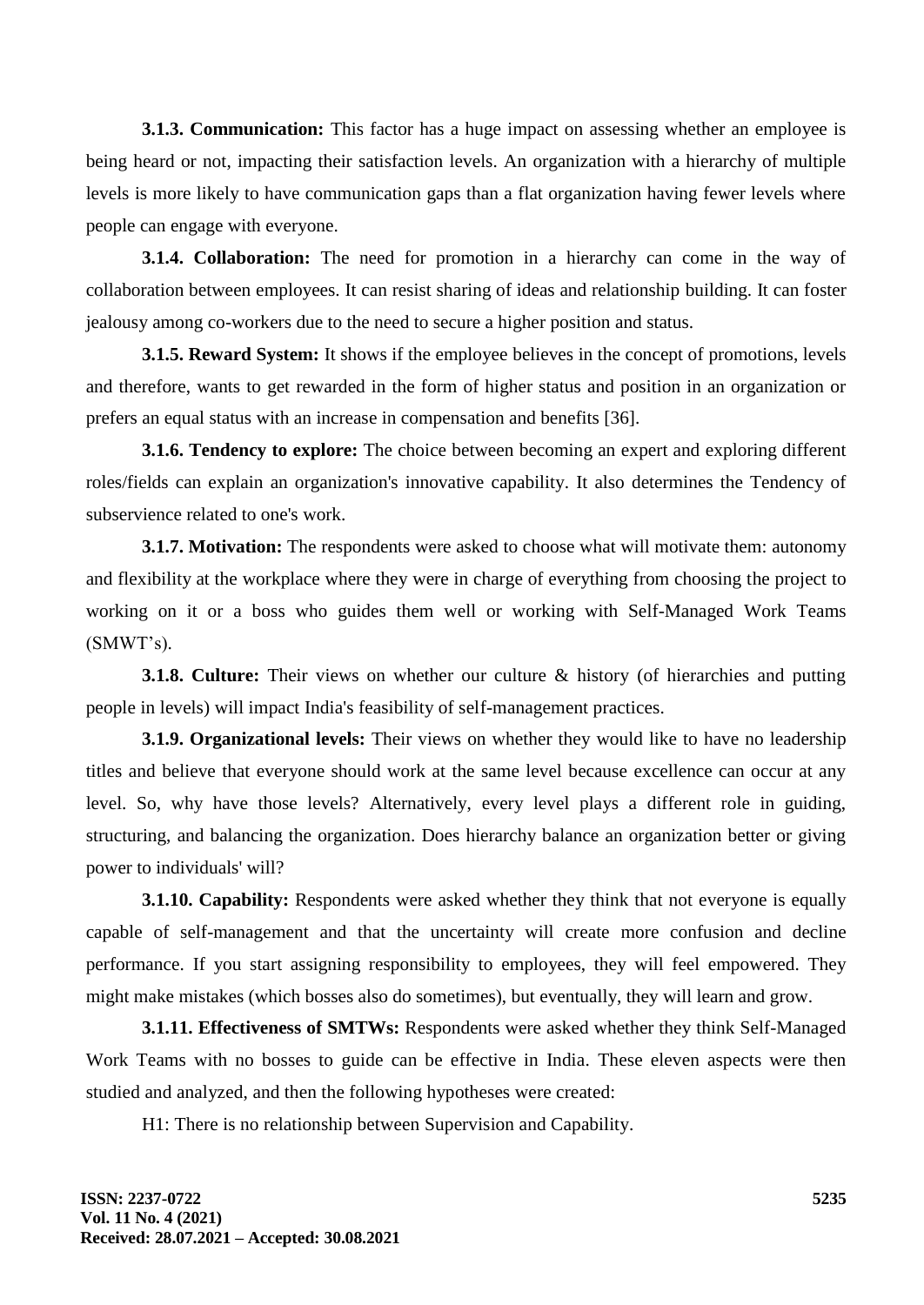**3.1.3. Communication:** This factor has a huge impact on assessing whether an employee is being heard or not, impacting their satisfaction levels. An organization with a hierarchy of multiple levels is more likely to have communication gaps than a flat organization having fewer levels where people can engage with everyone.

**3.1.4. Collaboration:** The need for promotion in a hierarchy can come in the way of collaboration between employees. It can resist sharing of ideas and relationship building. It can foster jealousy among co-workers due to the need to secure a higher position and status.

**3.1.5. Reward System:** It shows if the employee believes in the concept of promotions, levels and therefore, wants to get rewarded in the form of higher status and position in an organization or prefers an equal status with an increase in compensation and benefits [36].

**3.1.6. Tendency to explore:** The choice between becoming an expert and exploring different roles/fields can explain an organization's innovative capability. It also determines the Tendency of subservience related to one's work.

**3.1.7. Motivation:** The respondents were asked to choose what will motivate them: autonomy and flexibility at the workplace where they were in charge of everything from choosing the project to working on it or a boss who guides them well or working with Self-Managed Work Teams (SMWT's).

**3.1.8. Culture:** Their views on whether our culture & history (of hierarchies and putting people in levels) will impact India's feasibility of self-management practices.

**3.1.9. Organizational levels:** Their views on whether they would like to have no leadership titles and believe that everyone should work at the same level because excellence can occur at any level. So, why have those levels? Alternatively, every level plays a different role in guiding, structuring, and balancing the organization. Does hierarchy balance an organization better or giving power to individuals' will?

**3.1.10. Capability:** Respondents were asked whether they think that not everyone is equally capable of self-management and that the uncertainty will create more confusion and decline performance. If you start assigning responsibility to employees, they will feel empowered. They might make mistakes (which bosses also do sometimes), but eventually, they will learn and grow.

**3.1.11. Effectiveness of SMTWs:** Respondents were asked whether they think Self-Managed Work Teams with no bosses to guide can be effective in India. These eleven aspects were then studied and analyzed, and then the following hypotheses were created:

H1: There is no relationship between Supervision and Capability.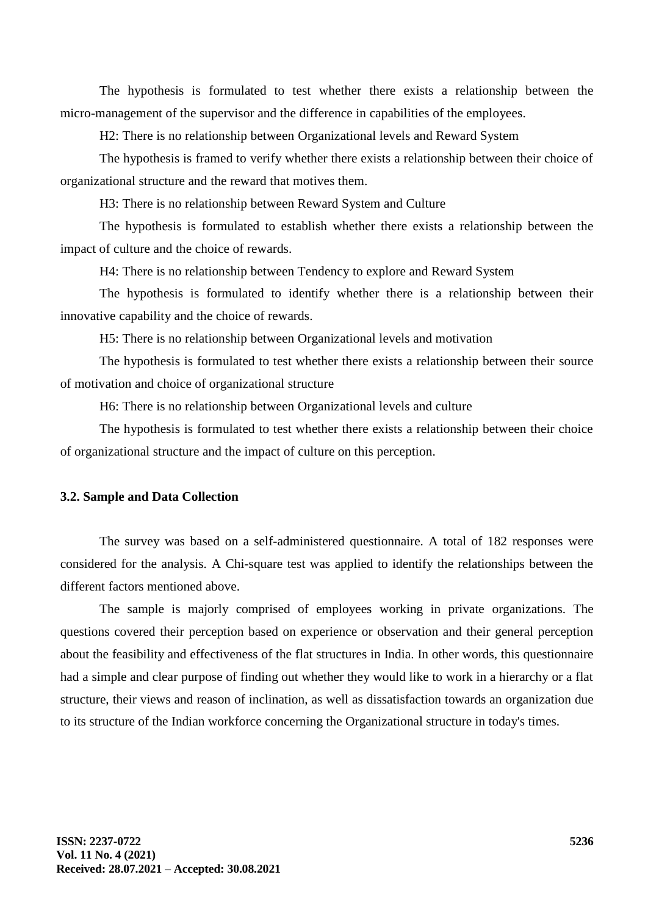The hypothesis is formulated to test whether there exists a relationship between the micro-management of the supervisor and the difference in capabilities of the employees.

H2: There is no relationship between Organizational levels and Reward System

The hypothesis is framed to verify whether there exists a relationship between their choice of organizational structure and the reward that motives them.

H3: There is no relationship between Reward System and Culture

The hypothesis is formulated to establish whether there exists a relationship between the impact of culture and the choice of rewards.

H4: There is no relationship between Tendency to explore and Reward System

The hypothesis is formulated to identify whether there is a relationship between their innovative capability and the choice of rewards.

H5: There is no relationship between Organizational levels and motivation

The hypothesis is formulated to test whether there exists a relationship between their source of motivation and choice of organizational structure

H6: There is no relationship between Organizational levels and culture

The hypothesis is formulated to test whether there exists a relationship between their choice of organizational structure and the impact of culture on this perception.

### 3.2. Sample and Data Collection

The survey was based on a self-administered questionnaire. A total of 182 responses were considered for the analysis. A Chi-square test was applied to identify the relationships between the different factors mentioned above.

The sample is majorly comprised of employees working in private organizations. The questions covered their perception based on experience or observation and their general perception about the feasibility and effectiveness of the flat structures in India. In other words, this questionnaire had a simple and clear purpose of finding out whether they would like to work in a hierarchy or a flat structure, their views and reason of inclination, as well as dissatisfaction towards an organization due to its structure of the Indian workforce concerning the Organizational structure in today's times.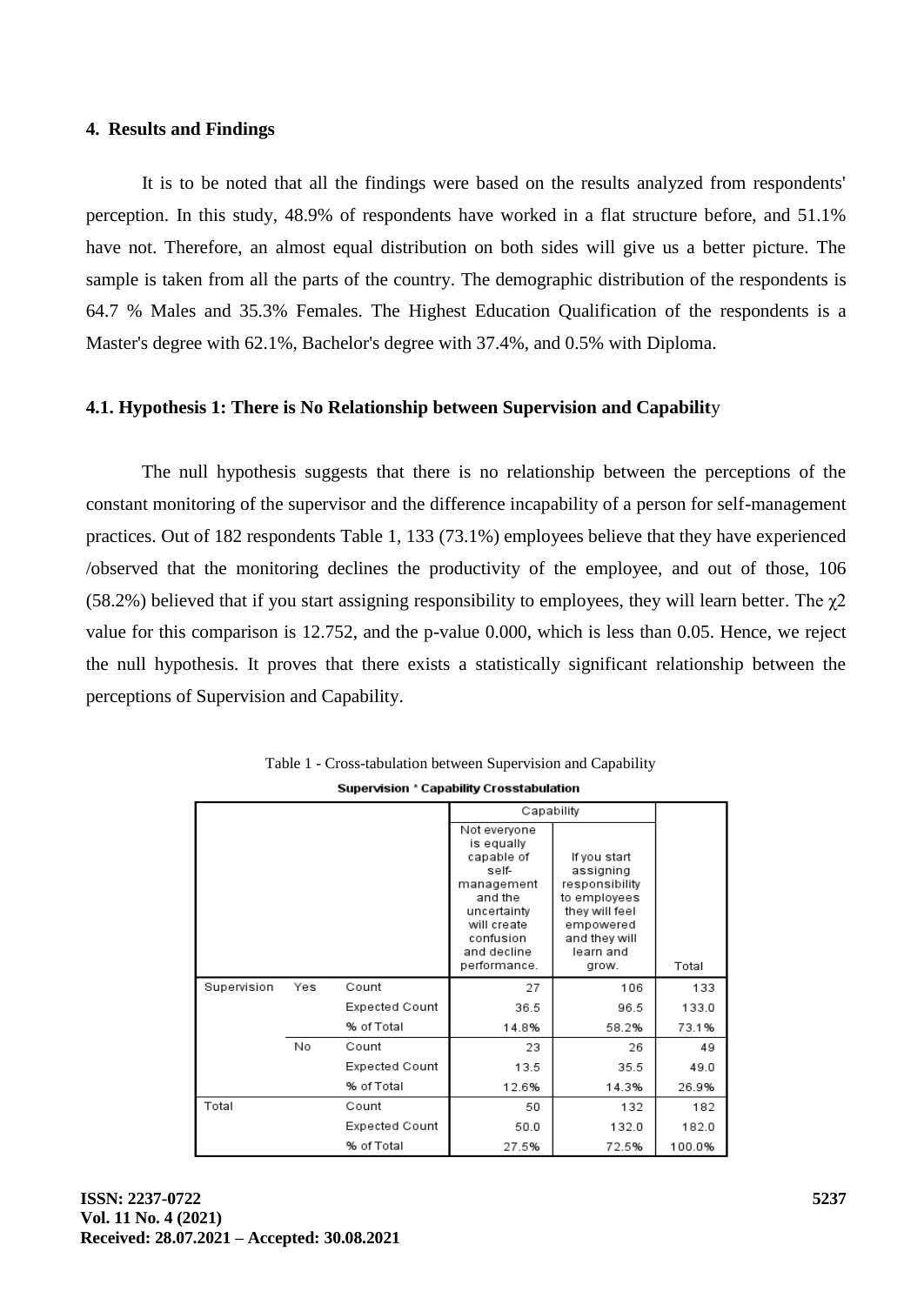## 4. Results and Findings

It is to be noted that all the findings were based on the results analyzed from respondents' perception. In this study, 48.9% of respondents have worked in a flat structure before, and 51.1% have not. Therefore, an almost equal distribution on both sides will give us a better picture. The sample is taken from all the parts of the country. The demographic distribution of the respondents is 64.7 % Males and 35.3% Females. The Highest Education Qualification of the respondents is a Master's degree with 62.1%, Bachelor's degree with 37.4%, and 0.5% with Diploma.

### 4.1. Hypothesis 1: There is No Relationship between Supervision and Capability

The null hypothesis suggests that there is no relationship between the perceptions of the constant monitoring of the supervisor and the difference incapability of a person for self-management practices. Out of 182 respondents Table 1, 133 (73.1%) employees believe that they have experienced /observed that the monitoring declines the productivity of the employee, and out of those, 106 (58.2%) believed that if you start assigning responsibility to employees, they will learn better. The $\chi2$ value for this comparison is 12.752, and the p-value 0.000, which is less than 0.05. Hence, we reject the null hypothesis. It proves that there exists a statistically significant relationship between the perceptions of Supervision and Capability.

Table 1 - Cross-tabulation between Supervision and Capability

**Supervision * Capability Crosstabulation**

| | | | Capability | | |
|---|---|---|---|---|---|
| | | | Not everyone is equally capable of self-management and the uncertainty will create confusion and decline performance. | If you start assigning responsibility to employees they will feel empowered and they will learn and grow. | Total |
| Supervision | Yes | Count | 27 | 106 | 133 |
| | | Expected Count | 36.5 | 96.5 | 133.0 |
| | | % of Total | 14.8% | 58.2% | 73.1% |
| | No | Count | 23 | 26 | 49 |
| | | Expected Count | 13.5 | 35.5 | 49.0 |
| | | % of Total | 12.6% | 14.3% | 26.9% |
| Total | | Count | 50 | 132 | 182 |
| | | Expected Count | 50.0 | 132.0 | 182.0 |
| | | % of Total | 27.5% | 72.5% | 100.0% |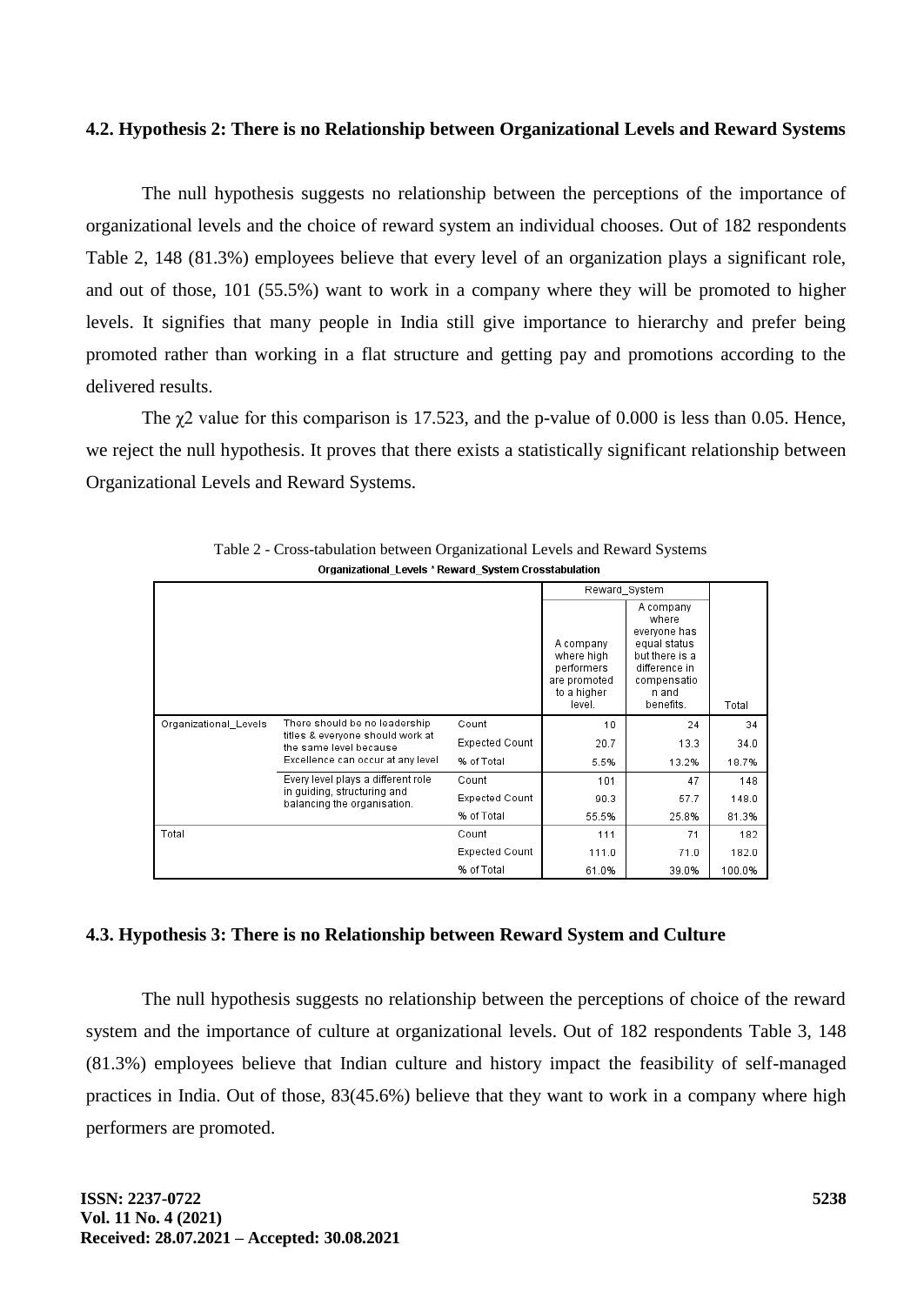### 4.2. Hypothesis 2: There is no Relationship between Organizational Levels and Reward Systems

The null hypothesis suggests no relationship between the perceptions of the importance of organizational levels and the choice of reward system an individual chooses. Out of 182 respondents Table 2, 148 (81.3%) employees believe that every level of an organization plays a significant role, and out of those, 101 (55.5%) want to work in a company where they will be promoted to higher levels. It signifies that many people in India still give importance to hierarchy and prefer being promoted rather than working in a flat structure and getting pay and promotions according to the delivered results.

The $\chi 2$ value for this comparison is 17.523, and the p-value of 0.000 is less than 0.05. Hence, we reject the null hypothesis. It proves that there exists a statistically significant relationship between Organizational Levels and Reward Systems.

Table 2 - Cross-tabulation between Organizational Levels and Reward Systems

**Organizational_Levels * Reward_System Crosstabulation**

| | | | Reward_System | | |
|---|---|---|---|---|---|
| | | | A company where high performers are promoted to a higher level. | A company where everyone has equal status but there is a difference in compensation and benefits. | Total |
| Organizational_Levels | There should be no leadership titles & everyone should work at the same level because Excellence can occur at any level | Count | 10 | 24 | 34 |
| | | Expected Count | 20.7 | 13.3 | 34.0 |
| | | % of Total | 5.5% | 13.2% | 18.7% |
| | Every level plays a different role in guiding, structuring and balancing the organisation. | Count | 101 | 47 | 148 |
| | | Expected Count | 90.3 | 57.7 | 148.0 |
| | | % of Total | 55.5% | 25.8% | 81.3% |
| Total | | Count | 111 | 71 | 182 |
| | | Expected Count | 111.0 | 71.0 | 182.0 |
| | | % of Total | 61.0% | 39.0% | 100.0% |

### 4.3. Hypothesis 3: There is no Relationship between Reward System and Culture

The null hypothesis suggests no relationship between the perceptions of choice of the reward system and the importance of culture at organizational levels. Out of 182 respondents Table 3, 148 (81.3%) employees believe that Indian culture and history impact the feasibility of self-managed practices in India. Out of those, 83(45.6%) believe that they want to work in a company where high performers are promoted.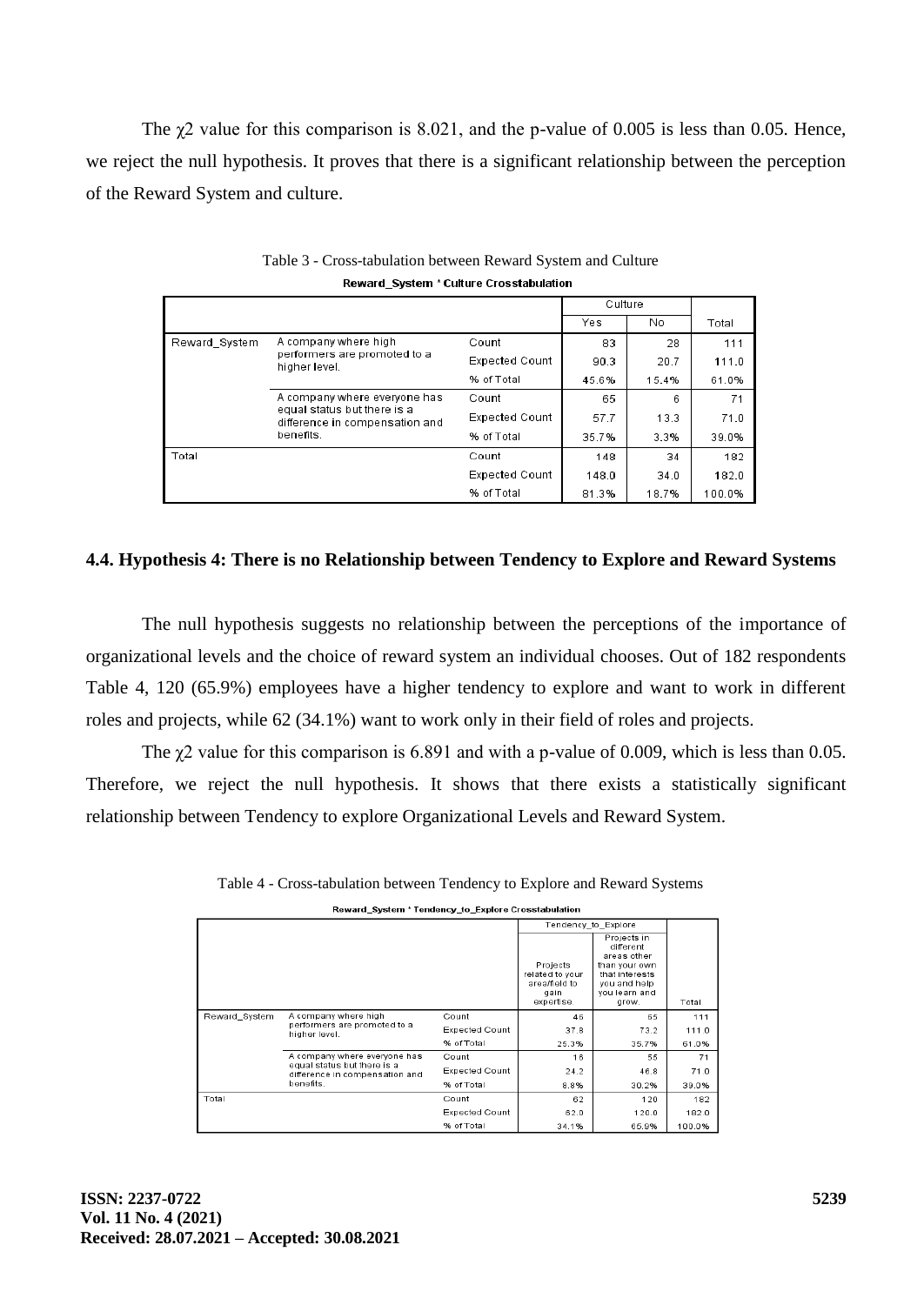The $\chi2$ value for this comparison is 8.021, and the p-value of 0.005 is less than 0.05. Hence, we reject the null hypothesis. It proves that there is a significant relationship between the perception of the Reward System and culture.

Table 3 - Cross-tabulation between Reward System and Culture

**Reward_System * Culture Crosstabulation**

| | | | Culture | | |
|---|---|---|---|---|---|
| | | | Yes | No | Total |
| Reward_System | A company where high performers are promoted to a higher level. | Count | 83 | 28 | 111 |
| | | Expected Count | 90.3 | 20.7 | 111.0 |
| | | % of Total | 45.6% | 15.4% | 61.0% |
| | A company where everyone has equal status but there is a difference in compensation and benefits. | Count | 65 | 6 | 71 |
| | | Expected Count | 57.7 | 13.3 | 71.0 |
| | | % of Total | 35.7% | 3.3% | 39.0% |
| Total | | Count | 148 | 34 | 182 |
| | | Expected Count | 148.0 | 34.0 | 182.0 |
| | | % of Total | 81.3% | 18.7% | 100.0% |

### 4.4. Hypothesis 4: There is no Relationship between Tendency to Explore and Reward Systems

The null hypothesis suggests no relationship between the perceptions of the importance of organizational levels and the choice of reward system an individual chooses. Out of 182 respondents Table 4, 120 (65.9%) employees have a higher tendency to explore and want to work in different roles and projects, while 62 (34.1%) want to work only in their field of roles and projects.

The $\chi2$ value for this comparison is 6.891 and with a p-value of 0.009, which is less than 0.05. Therefore, we reject the null hypothesis. It shows that there exists a statistically significant relationship between Tendency to explore Organizational Levels and Reward System.

Table 4 - Cross-tabulation between Tendency to Explore and Reward Systems

**Reward_System * Tendency_to_Explore Crosstabulation**

| | | | Tendency_to_Explore | | |
|---|---|---|---|---|---|
| | | | Projects related to your area/field to gain expertise. | Projects in different areas other than your own that interests you and help you learn and grow. | Total |
| Reward_System | A company where high performers are promoted to a higher level. | Count | 46 | 65 | 111 |
| | | Expected Count | 37.8 | 73.2 | 111.0 |
| | | % of Total | 25.3% | 35.7% | 61.0% |
| | A company where everyone has equal status but there is a difference in compensation and benefits. | Count | 16 | 55 | 71 |
| | | Expected Count | 24.2 | 46.8 | 71.0 |
| | | % of Total | 8.8% | 30.2% | 39.0% |
| Total | | Count | 62 | 120 | 182 |
| | | Expected Count | 62.0 | 120.0 | 182.0 |
| | | % of Total | 34.1% | 65.9% | 100.0% |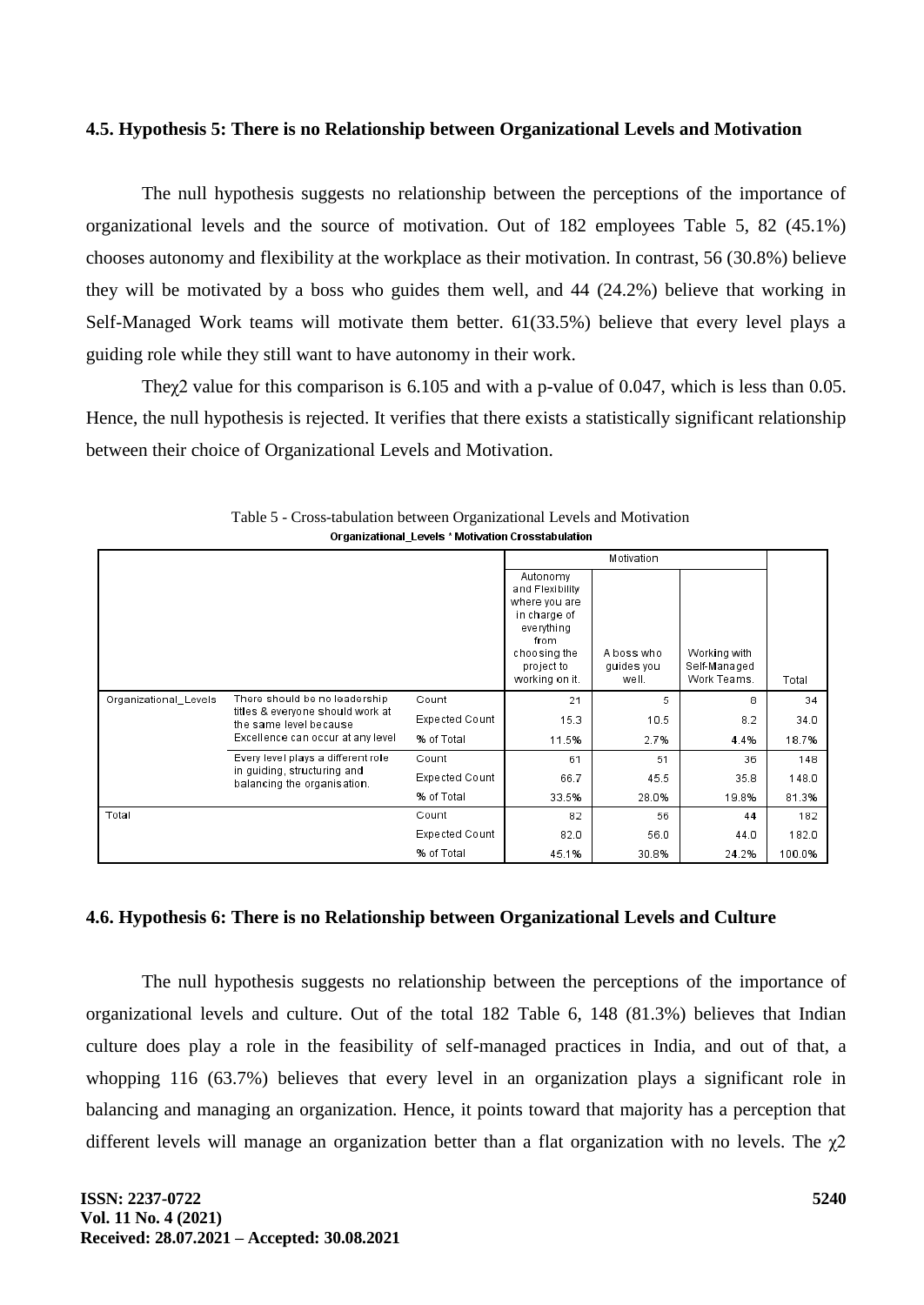### 4.5. Hypothesis 5: There is no Relationship between Organizational Levels and Motivation

The null hypothesis suggests no relationship between the perceptions of the importance of organizational levels and the source of motivation. Out of 182 employees Table 5, 82 (45.1%) chooses autonomy and flexibility at the workplace as their motivation. In contrast, 56 (30.8%) believe they will be motivated by a boss who guides them well, and 44 (24.2%) believe that working in Self-Managed Work teams will motivate them better. 61(33.5%) believe that every level plays a guiding role while they still want to have autonomy in their work.

The$\chi 2$ value for this comparison is 6.105 and with a p-value of 0.047, which is less than 0.05. Hence, the null hypothesis is rejected. It verifies that there exists a statistically significant relationship between their choice of Organizational Levels and Motivation.

Table 5 - Cross-tabulation between Organizational Levels and Motivation

**Organizational_Levels * Motivation Crosstabulation**

| | | | Motivation | | | |
|---|---|---|---|---|---|---|
| | | | Autonomy and Flexibility where you are in charge of everything from choosing the project to working on it. | A boss who guides you well. | Working with Self-Managed Work Teams. | Total |
| Organizational_Levels | There should be no leadership titles & everyone should work at the same level because Excellence can occur at any level | Count | 21 | 5 | 8 | 34 |
| | | Expected Count | 15.3 | 10.5 | 8.2 | 34.0 |
| | | % of Total | 11.5% | 2.7% | 4.4% | 18.7% |
| | Every level plays a different role in guiding, structuring and balancing the organisation. | Count | 61 | 51 | 36 | 148 |
| | | Expected Count | 66.7 | 45.5 | 35.8 | 148.0 |
| | | % of Total | 33.5% | 28.0% | 19.8% | 81.3% |
| Total | | Count | 82 | 56 | 44 | 182 |
| | | Expected Count | 82.0 | 56.0 | 44.0 | 182.0 |
| | | % of Total | 45.1% | 30.8% | 24.2% | 100.0% |

### 4.6. Hypothesis 6: There is no Relationship between Organizational Levels and Culture

The null hypothesis suggests no relationship between the perceptions of the importance of organizational levels and culture. Out of the total 182 Table 6, 148 (81.3%) believes that Indian culture does play a role in the feasibility of self-managed practices in India, and out of that, a whopping 116 (63.7%) believes that every level in an organization plays a significant role in balancing and managing an organization. Hence, it points toward that majority has a perception that different levels will manage an organization better than a flat organization with no levels. The $\chi 2$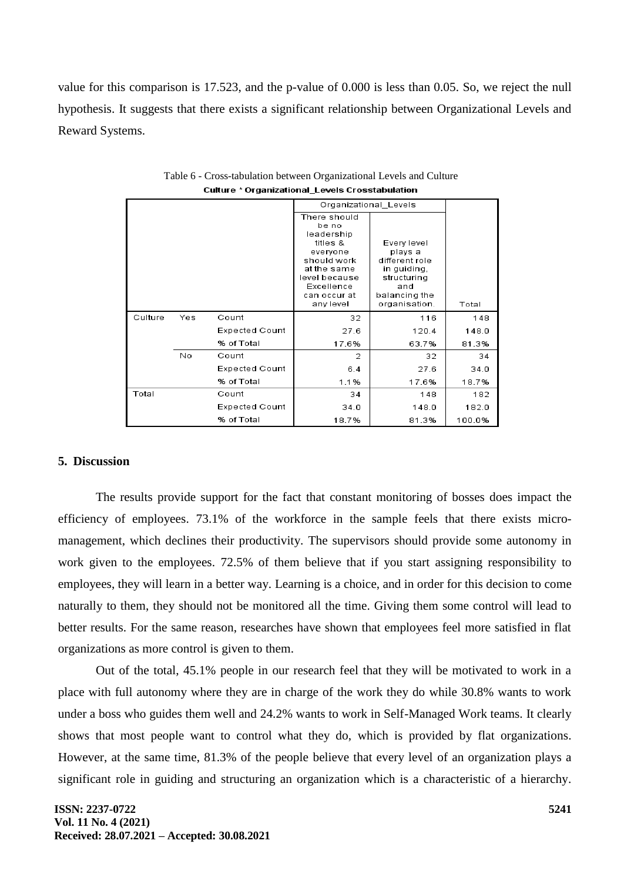value for this comparison is 17.523, and the p-value of 0.000 is less than 0.05. So, we reject the null hypothesis. It suggests that there exists a significant relationship between Organizational Levels and Reward Systems.

Table 6 - Cross-tabulation between Organizational Levels and Culture

**Culture * Organizational_Levels Crosstabulation**

| | | | Organizational_Levels | | |
|---|---|---|---|---|---|
| | | | There should be no leadership titles & everyone should work at the same level because Excellence can occur at any level | Every level plays a different role in guiding, structuring and balancing the organisation. | Total |
| Culture | Yes | Count | 32 | 116 | 148 |
| | | Expected Count | 27.6 | 120.4 | 148.0 |
| | | % of Total | 17.6% | 63.7% | 81.3% |
| | No | Count | 2 | 32 | 34 |
| | | Expected Count | 6.4 | 27.6 | 34.0 |
| | | % of Total | 1.1% | 17.6% | 18.7% |
| Total | | Count | 34 | 148 | 182 |
| | | Expected Count | 34.0 | 148.0 | 182.0 |
| | | % of Total | 18.7% | 81.3% | 100.0% |

## 5. Discussion

The results provide support for the fact that constant monitoring of bosses does impact the efficiency of employees. 73.1% of the workforce in the sample feels that there exists micro-management, which declines their productivity. The supervisors should provide some autonomy in work given to the employees. 72.5% of them believe that if you start assigning responsibility to employees, they will learn in a better way. Learning is a choice, and in order for this decision to come naturally to them, they should not be monitored all the time. Giving them some control will lead to better results. For the same reason, researches have shown that employees feel more satisfied in flat organizations as more control is given to them.

Out of the total, 45.1% people in our research feel that they will be motivated to work in a place with full autonomy where they are in charge of the work they do while 30.8% wants to work under a boss who guides them well and 24.2% wants to work in Self-Managed Work teams. It clearly shows that most people want to control what they do, which is provided by flat organizations. However, at the same time, 81.3% of the people believe that every level of an organization plays a significant role in guiding and structuring an organization which is a characteristic of a hierarchy.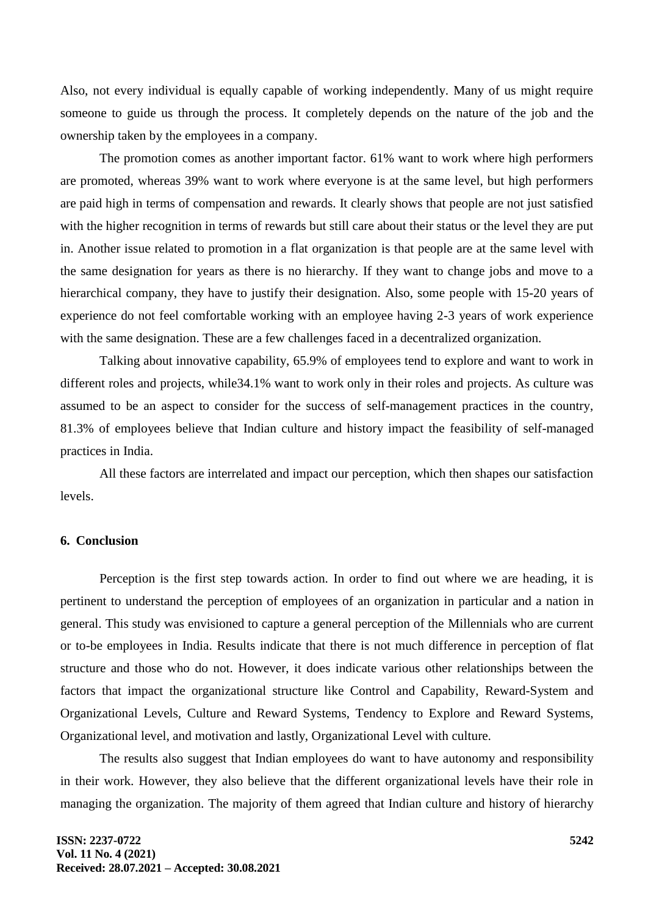Also, not every individual is equally capable of working independently. Many of us might require someone to guide us through the process. It completely depends on the nature of the job and the ownership taken by the employees in a company.

The promotion comes as another important factor. 61% want to work where high performers are promoted, whereas 39% want to work where everyone is at the same level, but high performers are paid high in terms of compensation and rewards. It clearly shows that people are not just satisfied with the higher recognition in terms of rewards but still care about their status or the level they are put in. Another issue related to promotion in a flat organization is that people are at the same level with the same designation for years as there is no hierarchy. If they want to change jobs and move to a hierarchical company, they have to justify their designation. Also, some people with 15-20 years of experience do not feel comfortable working with an employee having 2-3 years of work experience with the same designation. These are a few challenges faced in a decentralized organization.

Talking about innovative capability, 65.9% of employees tend to explore and want to work in different roles and projects, while34.1% want to work only in their roles and projects. As culture was assumed to be an aspect to consider for the success of self-management practices in the country, 81.3% of employees believe that Indian culture and history impact the feasibility of self-managed practices in India.

All these factors are interrelated and impact our perception, which then shapes our satisfaction levels.

## 6. Conclusion

Perception is the first step towards action. In order to find out where we are heading, it is pertinent to understand the perception of employees of an organization in particular and a nation in general. This study was envisioned to capture a general perception of the Millennials who are current or to-be employees in India. Results indicate that there is not much difference in perception of flat structure and those who do not. However, it does indicate various other relationships between the factors that impact the organizational structure like Control and Capability, Reward-System and Organizational Levels, Culture and Reward Systems, Tendency to Explore and Reward Systems, Organizational level, and motivation and lastly, Organizational Level with culture.

The results also suggest that Indian employees do want to have autonomy and responsibility in their work. However, they also believe that the different organizational levels have their role in managing the organization. The majority of them agreed that Indian culture and history of hierarchy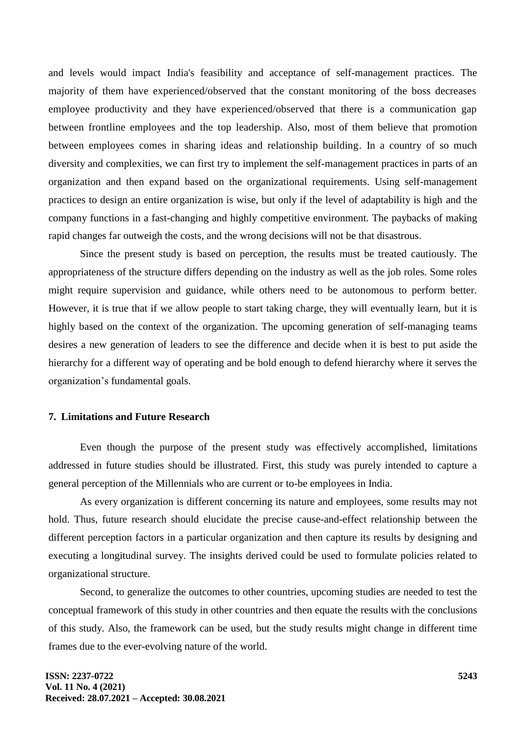and levels would impact India's feasibility and acceptance of self-management practices. The majority of them have experienced/observed that the constant monitoring of the boss decreases employee productivity and they have experienced/observed that there is a communication gap between frontline employees and the top leadership. Also, most of them believe that promotion between employees comes in sharing ideas and relationship building. In a country of so much diversity and complexities, we can first try to implement the self-management practices in parts of an organization and then expand based on the organizational requirements. Using self-management practices to design an entire organization is wise, but only if the level of adaptability is high and the company functions in a fast-changing and highly competitive environment. The paybacks of making rapid changes far outweigh the costs, and the wrong decisions will not be that disastrous.

Since the present study is based on perception, the results must be treated cautiously. The appropriateness of the structure differs depending on the industry as well as the job roles. Some roles might require supervision and guidance, while others need to be autonomous to perform better. However, it is true that if we allow people to start taking charge, they will eventually learn, but it is highly based on the context of the organization. The upcoming generation of self-managing teams desires a new generation of leaders to see the difference and decide when it is best to put aside the hierarchy for a different way of operating and be bold enough to defend hierarchy where it serves the organization's fundamental goals.

## 7. Limitations and Future Research

Even though the purpose of the present study was effectively accomplished, limitations addressed in future studies should be illustrated. First, this study was purely intended to capture a general perception of the Millennials who are current or to-be employees in India.

As every organization is different concerning its nature and employees, some results may not hold. Thus, future research should elucidate the precise cause-and-effect relationship between the different perception factors in a particular organization and then capture its results by designing and executing a longitudinal survey. The insights derived could be used to formulate policies related to organizational structure.

Second, to generalize the outcomes to other countries, upcoming studies are needed to test the conceptual framework of this study in other countries and then equate the results with the conclusions of this study. Also, the framework can be used, but the study results might change in different time frames due to the ever-evolving nature of the world.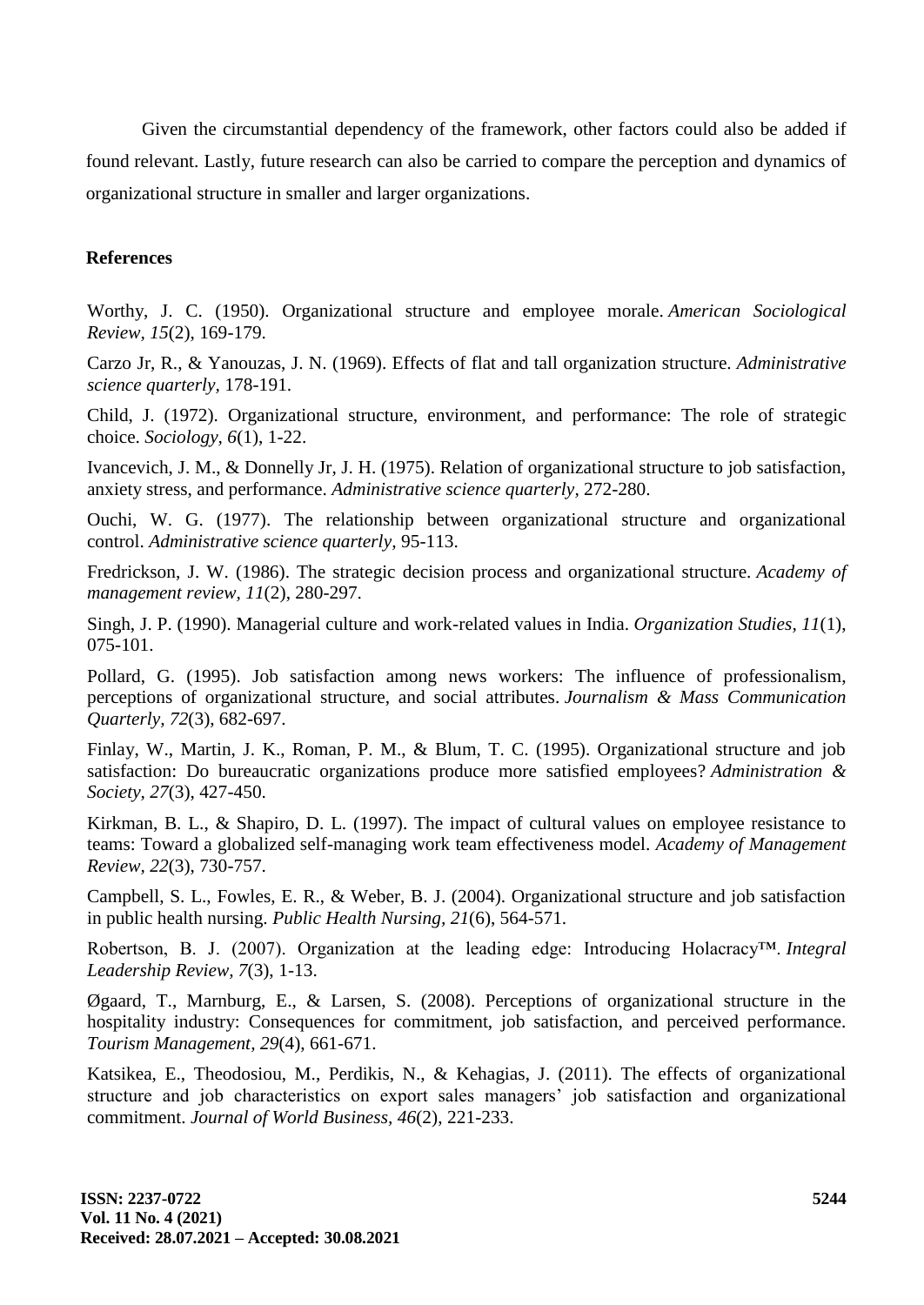Given the circumstantial dependency of the framework, other factors could also be added if found relevant. Lastly, future research can also be carried to compare the perception and dynamics of organizational structure in smaller and larger organizations.

## References

Worthy, J. C. (1950). Organizational structure and employee morale. *American Sociological Review*, *15*(2), 169-179.

Carzo Jr, R., & Yanouzas, J. N. (1969). Effects of flat and tall organization structure. *Administrative science quarterly*, 178-191.

Child, J. (1972). Organizational structure, environment, and performance: The role of strategic choice. *Sociology*, *6*(1), 1-22.

Ivancevich, J. M., & Donnelly Jr, J. H. (1975). Relation of organizational structure to job satisfaction, anxiety stress, and performance. *Administrative science quarterly*, 272-280.

Ouchi, W. G. (1977). The relationship between organizational structure and organizational control. *Administrative science quarterly*, 95-113.

Fredrickson, J. W. (1986). The strategic decision process and organizational structure. *Academy of management review*, *11*(2), 280-297.

Singh, J. P. (1990). Managerial culture and work-related values in India. *Organization Studies*, *11*(1), 075-101.

Pollard, G. (1995). Job satisfaction among news workers: The influence of professionalism, perceptions of organizational structure, and social attributes. *Journalism & Mass Communication Quarterly*, *72*(3), 682-697.

Finlay, W., Martin, J. K., Roman, P. M., & Blum, T. C. (1995). Organizational structure and job satisfaction: Do bureaucratic organizations produce more satisfied employees? *Administration & Society*, *27*(3), 427-450.

Kirkman, B. L., & Shapiro, D. L. (1997). The impact of cultural values on employee resistance to teams: Toward a globalized self-managing work team effectiveness model. *Academy of Management Review*, *22*(3), 730-757.

Campbell, S. L., Fowles, E. R., & Weber, B. J. (2004). Organizational structure and job satisfaction in public health nursing. *Public Health Nursing*, *21*(6), 564-571.

Robertson, B. J. (2007). Organization at the leading edge: Introducing Holacracy™. *Integral Leadership Review*, *7*(3), 1-13.

Øgaard, T., Marnburg, E., & Larsen, S. (2008). Perceptions of organizational structure in the hospitality industry: Consequences for commitment, job satisfaction, and perceived performance. *Tourism Management*, *29*(4), 661-671.

Katsikea, E., Theodosiou, M., Perdikis, N., & Kehagias, J. (2011). The effects of organizational structure and job characteristics on export sales managers' job satisfaction and organizational commitment. *Journal of World Business*, *46*(2), 221-233.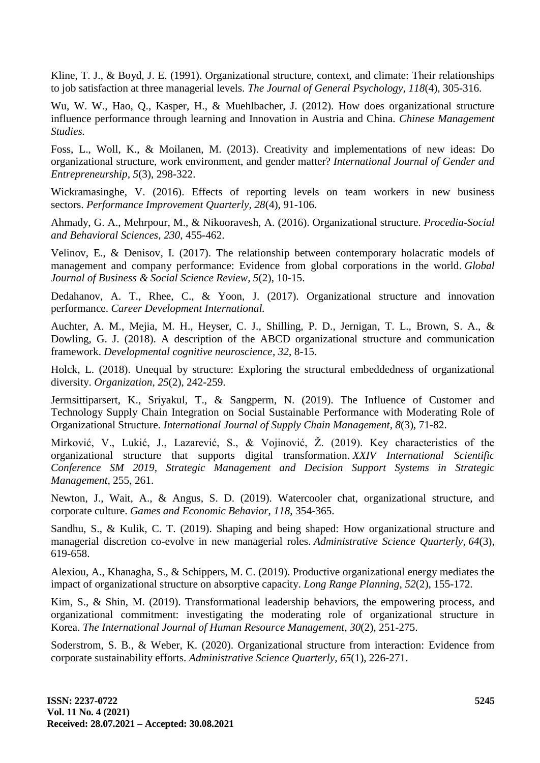Kline, T. J., & Boyd, J. E. (1991). Organizational structure, context, and climate: Their relationships to job satisfaction at three managerial levels. *The Journal of General Psychology*, *118*(4), 305-316.

Wu, W. W., Hao, Q., Kasper, H., & Muehlbacher, J. (2012). How does organizational structure influence performance through learning and Innovation in Austria and China. *Chinese Management Studies.*

Foss, L., Woll, K., & Moilanen, M. (2013). Creativity and implementations of new ideas: Do organizational structure, work environment, and gender matter? *International Journal of Gender and Entrepreneurship*, *5*(3), 298-322.

Wickramasinghe, V. (2016). Effects of reporting levels on team workers in new business sectors. *Performance Improvement Quarterly*, *28*(4), 91-106.

Ahmady, G. A., Mehrpour, M., & Nikooravesh, A. (2016). Organizational structure. *Procedia-Social and Behavioral Sciences*, *230*, 455-462.

Velinov, E., & Denisov, I. (2017). The relationship between contemporary holacratic models of management and company performance: Evidence from global corporations in the world. *Global Journal of Business & Social Science Review*, *5*(2), 10-15.

Dedahanov, A. T., Rhee, C., & Yoon, J. (2017). Organizational structure and innovation performance. *Career Development International.*

Auchter, A. M., Mejia, M. H., Heyser, C. J., Shilling, P. D., Jernigan, T. L., Brown, S. A., & Dowling, G. J. (2018). A description of the ABCD organizational structure and communication framework. *Developmental cognitive neuroscience*, *32*, 8-15.

Holck, L. (2018). Unequal by structure: Exploring the structural embeddedness of organizational diversity. *Organization*, *25*(2), 242-259.

Jermsittiparsert, K., Sriyakul, T., & Sangperm, N. (2019). The Influence of Customer and Technology Supply Chain Integration on Social Sustainable Performance with Moderating Role of Organizational Structure. *International Journal of Supply Chain Management*, *8*(3), 71-82.

Mirković, V., Lukić, J., Lazarević, S., & Vojinović, Ž. (2019). Key characteristics of the organizational structure that supports digital transformation. *XXIV International Scientific Conference SM 2019, Strategic Management and Decision Support Systems in Strategic Management*, 255, 261.

Newton, J., Wait, A., & Angus, S. D. (2019). Watercooler chat, organizational structure, and corporate culture. *Games and Economic Behavior*, *118*, 354-365.

Sandhu, S., & Kulik, C. T. (2019). Shaping and being shaped: How organizational structure and managerial discretion co-evolve in new managerial roles. *Administrative Science Quarterly*, *64*(3), 619-658.

Alexiou, A., Khanagha, S., & Schippers, M. C. (2019). Productive organizational energy mediates the impact of organizational structure on absorptive capacity. *Long Range Planning*, *52*(2), 155-172.

Kim, S., & Shin, M. (2019). Transformational leadership behaviors, the empowering process, and organizational commitment: investigating the moderating role of organizational structure in Korea. *The International Journal of Human Resource Management*, *30*(2), 251-275.

Soderstrom, S. B., & Weber, K. (2020). Organizational structure from interaction: Evidence from corporate sustainability efforts. *Administrative Science Quarterly*, *65*(1), 226-271.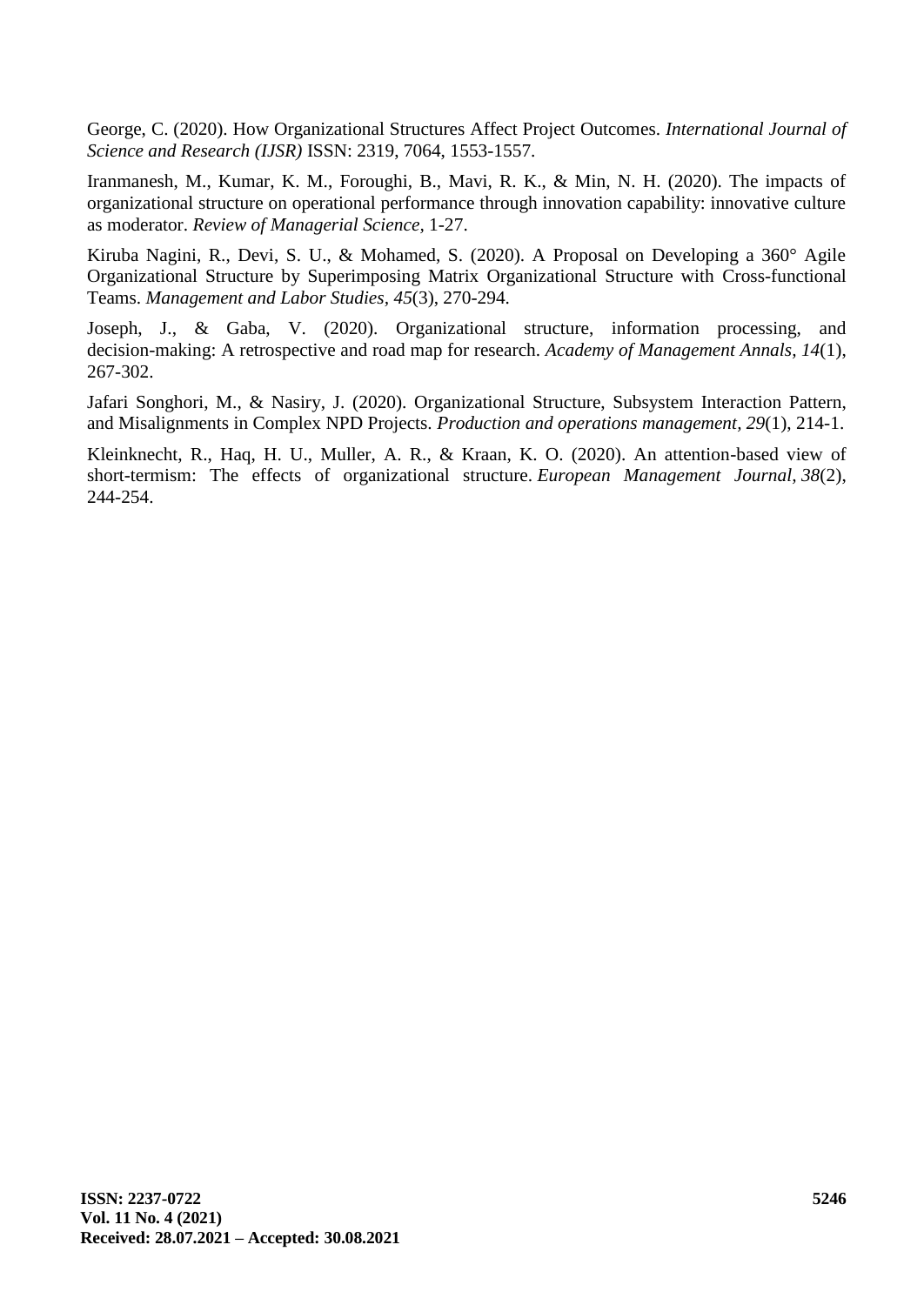George, C. (2020). How Organizational Structures Affect Project Outcomes. *International Journal of Science and Research (IJSR)* ISSN: 2319, 7064, 1553-1557.

Iranmanesh, M., Kumar, K. M., Foroughi, B., Mavi, R. K., & Min, N. H. (2020). The impacts of organizational structure on operational performance through innovation capability: innovative culture as moderator. *Review of Managerial Science*, 1-27.

Kiruba Nagini, R., Devi, S. U., & Mohamed, S. (2020). A Proposal on Developing a 360° Agile Organizational Structure by Superimposing Matrix Organizational Structure with Cross-functional Teams. *Management and Labor Studies*, *45*(3), 270-294.

Joseph, J., & Gaba, V. (2020). Organizational structure, information processing, and decision-making: A retrospective and road map for research. *Academy of Management Annals*, *14*(1), 267-302.

Jafari Songhori, M., & Nasiry, J. (2020). Organizational Structure, Subsystem Interaction Pattern, and Misalignments in Complex NPD Projects. *Production and operations management*, *29*(1), 214-1.

Kleinknecht, R., Haq, H. U., Muller, A. R., & Kraan, K. O. (2020). An attention-based view of short-termism: The effects of organizational structure. *European Management Journal*, *38*(2), 244-254.